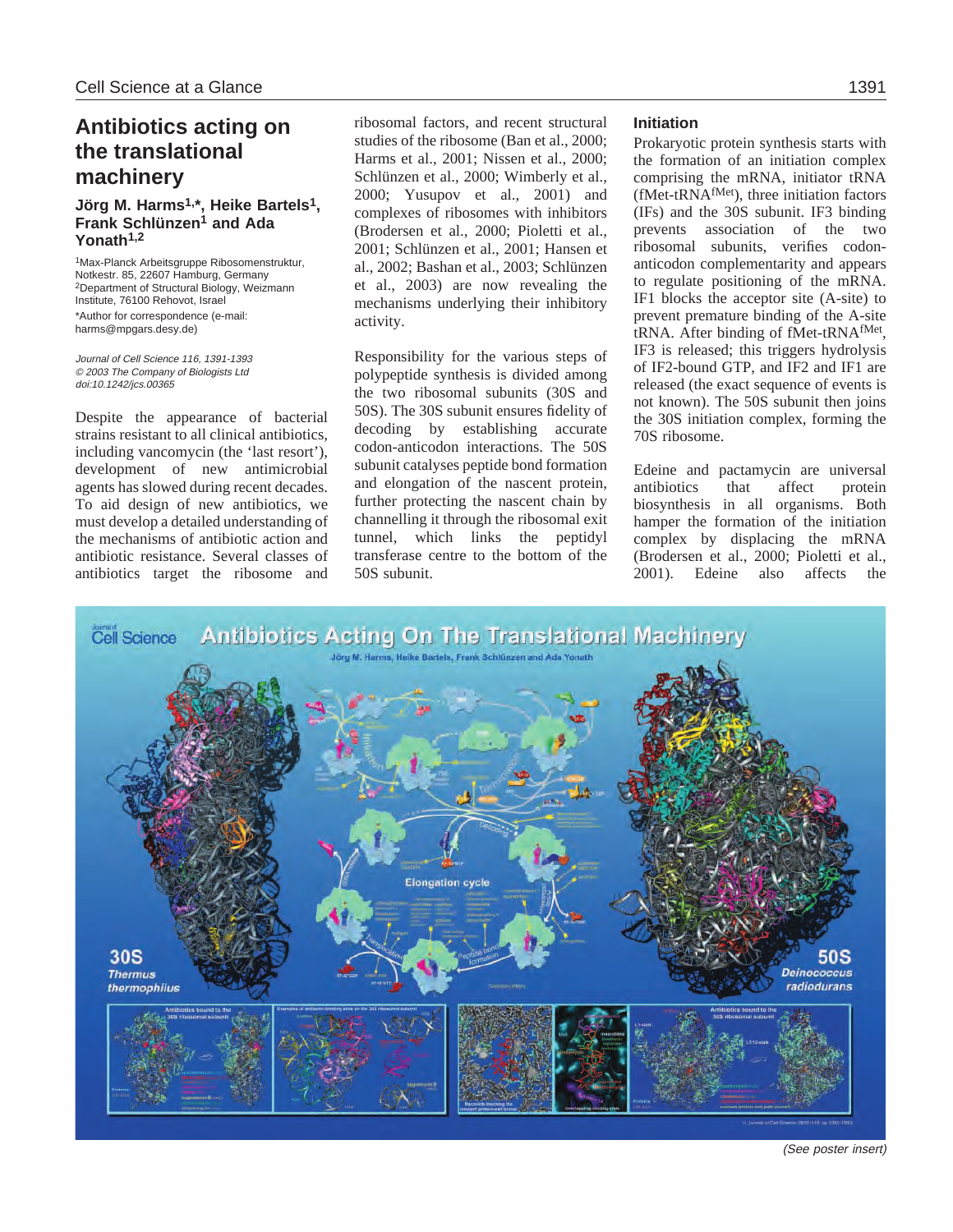# Antibiotics acting on the translational machinery

**Jörg M. Harms[1,*], Heike Bartels[1], Frank Schlünzen[1] and Ada Yonath[1,2]**

[1]Max-Planck Arbeitsgruppe Ribosomenstruktur, Notkestr. 85, 22607 Hamburg, Germany
[2]Department of Structural Biology, Weizmann Institute, 76100 Rehovot, Israel
*Author for correspondence (e-mail: harms@mpgars.desy.de)

*Journal of Cell Science 116, 1391-1393*
*© 2003 The Company of Biologists Ltd*
*doi:10.1242/jcs.00365*

Despite the appearance of bacterial strains resistant to all clinical antibiotics, including vancomycin (the 'last resort'), development of new antimicrobial agents has slowed during recent decades. To aid design of new antibiotics, we must develop a detailed understanding of the mechanisms of antibiotic action and antibiotic resistance. Several classes of antibiotics target the ribosome and ribosomal factors, and recent structural studies of the ribosome (Ban et al., 2000; Harms et al., 2001; Nissen et al., 2000; Schlünzen et al., 2000; Wimberly et al., 2000; Yusupov et al., 2001) and complexes of ribosomes with inhibitors (Brodersen et al., 2000; Pioletti et al., 2001; Schlünzen et al., 2001; Hansen et al., 2002; Bashan et al., 2003; Schlünzen et al., 2003) are now revealing the mechanisms underlying their inhibitory activity.

Responsibility for the various steps of polypeptide synthesis is divided among the two ribosomal subunits (30S and 50S). The 30S subunit ensures fidelity of decoding by establishing accurate codon-anticodon interactions. The 50S subunit catalyses peptide bond formation and elongation of the nascent protein, further protecting the nascent chain by channelling it through the ribosomal exit tunnel, which links the peptidyl transferase centre to the bottom of the 50S subunit.

## Initiation

Prokaryotic protein synthesis starts with the formation of an initiation complex comprising the mRNA, initiator tRNA (fMet-tRNA$^{fMet}$), three initiation factors (IFs) and the 30S subunit. IF3 binding prevents association of the two ribosomal subunits, verifies codon-anticodon complementarity and appears to regulate positioning of the mRNA. IF1 blocks the acceptor site (A-site) to prevent premature binding of the A-site tRNA. After binding of fMet-tRNA$^{fMet}$, IF3 is released; this triggers hydrolysis of IF2-bound GTP, and IF2 and IF1 are released (the exact sequence of events is not known). The 50S subunit then joins the 30S initiation complex, forming the 70S ribosome.

Edeine and pactamycin are universal antibiotics that affect protein biosynthesis in all organisms. Both hamper the formation of the initiation complex by displacing the mRNA (Brodersen et al., 2000; Pioletti et al., 2001). Edeine also affects the

(See poster insert)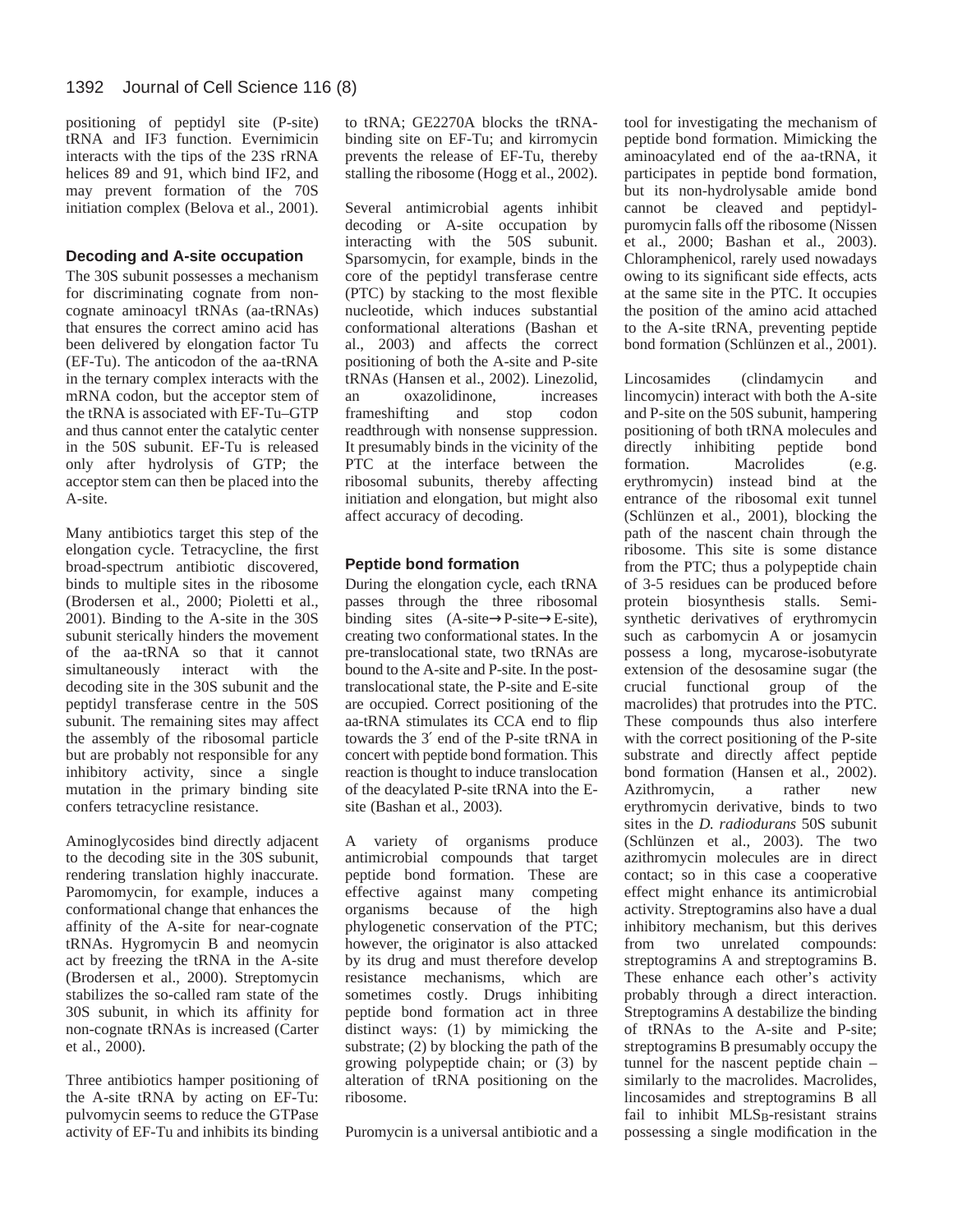positioning of peptidyl site (P-site) tRNA and IF3 function. Evernimicin interacts with the tips of the 23S rRNA helices 89 and 91, which bind IF2, and may prevent formation of the 70S initiation complex (Belova et al., 2001).

### Decoding and A-site occupation

The 30S subunit possesses a mechanism for discriminating cognate from non-cognate aminoacyl tRNAs (aa-tRNAs) that ensures the correct amino acid has been delivered by elongation factor Tu (EF-Tu). The anticodon of the aa-tRNA in the ternary complex interacts with the mRNA codon, but the acceptor stem of the tRNA is associated with EF-Tu–GTP and thus cannot enter the catalytic center in the 50S subunit. EF-Tu is released only after hydrolysis of GTP; the acceptor stem can then be placed into the A-site.

Many antibiotics target this step of the elongation cycle. Tetracycline, the first broad-spectrum antibiotic discovered, binds to multiple sites in the ribosome (Brodersen et al., 2000; Pioletti et al., 2001). Binding to the A-site in the 30S subunit sterically hinders the movement of the aa-tRNA so that it cannot simultaneously interact with the decoding site in the 30S subunit and the peptidyl transferase centre in the 50S subunit. The remaining sites may affect the assembly of the ribosomal particle but are probably not responsible for any inhibitory activity, since a single mutation in the primary binding site confers tetracycline resistance.

Aminoglycosides bind directly adjacent to the decoding site in the 30S subunit, rendering translation highly inaccurate. Paromomycin, for example, induces a conformational change that enhances the affinity of the A-site for near-cognate tRNAs. Hygromycin B and neomycin act by freezing the tRNA in the A-site (Brodersen et al., 2000). Streptomycin stabilizes the so-called ram state of the 30S subunit, in which its affinity for non-cognate tRNAs is increased (Carter et al., 2000).

Three antibiotics hamper positioning of the A-site tRNA by acting on EF-Tu: pulvomycin seems to reduce the GTPase activity of EF-Tu and inhibits its binding to tRNA; GE2270A blocks the tRNA-binding site on EF-Tu; and kirromycin prevents the release of EF-Tu, thereby stalling the ribosome (Hogg et al., 2002).

Several antimicrobial agents inhibit decoding or A-site occupation by interacting with the 50S subunit. Sparsomycin, for example, binds in the core of the peptidyl transferase centre (PTC) by stacking to the most flexible nucleotide, which induces substantial conformational alterations (Bashan et al., 2003) and affects the correct positioning of both the A-site and P-site tRNAs (Hansen et al., 2002). Linezolid, an oxazolidinone, increases frameshifting and stop codon readthrough with nonsense suppression. It presumably binds in the vicinity of the PTC at the interface between the ribosomal subunits, thereby affecting initiation and elongation, but might also affect accuracy of decoding.

### Peptide bond formation

During the elongation cycle, each tRNA passes through the three ribosomal binding sites (A-site→P-site→E-site), creating two conformational states. In the pre-translocational state, two tRNAs are bound to the A-site and P-site. In the post-translocational state, the P-site and E-site are occupied. Correct positioning of the aa-tRNA stimulates its CCA end to flip towards the 3′ end of the P-site tRNA in concert with peptide bond formation. This reaction is thought to induce translocation of the deacylated P-site tRNA into the E-site (Bashan et al., 2003).

A variety of organisms produce antimicrobial compounds that target peptide bond formation. These are effective against many competing organisms because of the high phylogenetic conservation of the PTC; however, the originator is also attacked by its drug and must therefore develop resistance mechanisms, which are sometimes costly. Drugs inhibiting peptide bond formation act in three distinct ways: (1) by mimicking the substrate; (2) by blocking the path of the growing polypeptide chain; or (3) by alteration of tRNA positioning on the ribosome.

Puromycin is a universal antibiotic and a tool for investigating the mechanism of peptide bond formation. Mimicking the aminoacylated end of the aa-tRNA, it participates in peptide bond formation, but its non-hydrolysable amide bond cannot be cleaved and peptidyl-puromycin falls off the ribosome (Nissen et al., 2000; Bashan et al., 2003). Chloramphenicol, rarely used nowadays owing to its significant side effects, acts at the same site in the PTC. It occupies the position of the amino acid attached to the A-site tRNA, preventing peptide bond formation (Schlünzen et al., 2001).

Lincosamides (clindamycin and lincomycin) interact with both the A-site and P-site on the 50S subunit, hampering positioning of both tRNA molecules and directly inhibiting peptide bond formation. Macrolides (e.g. erythromycin) instead bind at the entrance of the ribosomal exit tunnel (Schlünzen et al., 2001), blocking the path of the nascent chain through the ribosome. This site is some distance from the PTC; thus a polypeptide chain of 3-5 residues can be produced before protein biosynthesis stalls. Semi-synthetic derivatives of erythromycin such as carbomycin A or josamycin possess a long, mycarose-isobutyrate extension of the desosamine sugar (the crucial functional group of the macrolides) that protrudes into the PTC. These compounds thus also interfere with the correct positioning of the P-site substrate and directly affect peptide bond formation (Hansen et al., 2002). Azithromycin, a rather new erythromycin derivative, binds to two sites in the *D. radiodurans* 50S subunit (Schlünzen et al., 2003). The two azithromycin molecules are in direct contact; so in this case a cooperative effect might enhance its antimicrobial activity. Streptogramins also have a dual inhibitory mechanism, but this derives from two unrelated compounds: streptogramins A and streptogramins B. These enhance each other's activity probably through a direct interaction. Streptogramins A destabilize the binding of tRNAs to the A-site and P-site; streptogramins B presumably occupy the tunnel for the nascent peptide chain – similarly to the macrolides. Macrolides, lincosamides and streptogramins B all fail to inhibit $MLS_B$-resistant strains possessing a single modification in the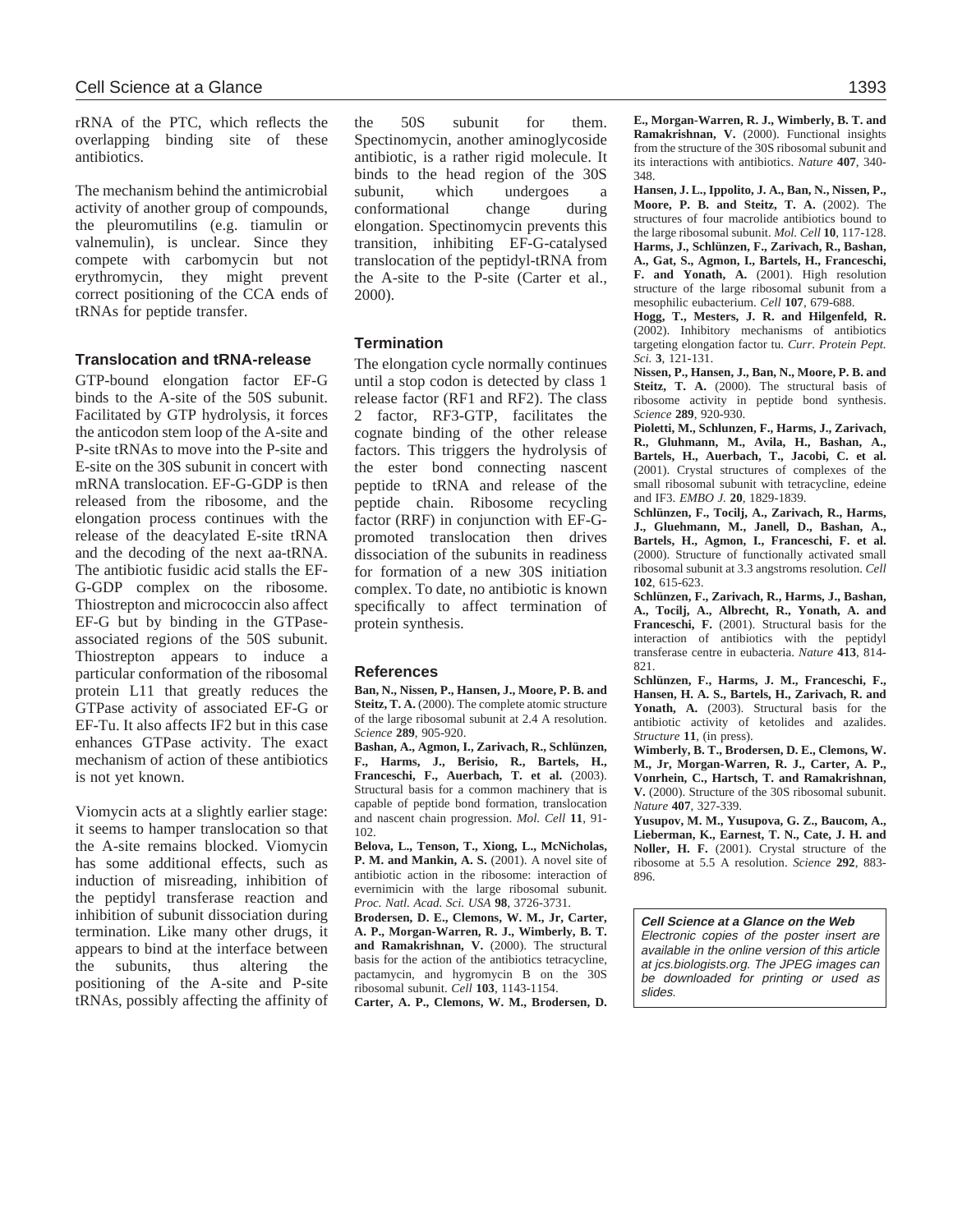rRNA of the PTC, which reflects the overlapping binding site of these antibiotics.

The mechanism behind the antimicrobial activity of another group of compounds, the pleuromutilins (e.g. tiamulin or valnemulin), is unclear. Since they compete with carbomycin but not erythromycin, they might prevent correct positioning of the CCA ends of tRNAs for peptide transfer.

### Translocation and tRNA-release

GTP-bound elongation factor EF-G binds to the A-site of the 50S subunit. Facilitated by GTP hydrolysis, it forces the anticodon stem loop of the A-site and P-site tRNAs to move into the P-site and E-site on the 30S subunit in concert with mRNA translocation. EF-G-GDP is then released from the ribosome, and the elongation process continues with the release of the deacylated E-site tRNA and the decoding of the next aa-tRNA. The antibiotic fusidic acid stalls the EF-G-GDP complex on the ribosome. Thiostrepton and micrococcin also affect EF-G but by binding in the GTPase-associated regions of the 50S subunit. Thiostrepton appears to induce a particular conformation of the ribosomal protein L11 that greatly reduces the GTPase activity of associated EF-G or EF-Tu. It also affects IF2 but in this case enhances GTPase activity. The exact mechanism of action of these antibiotics is not yet known.

Viomycin acts at a slightly earlier stage: it seems to hamper translocation so that the A-site remains blocked. Viomycin has some additional effects, such as induction of misreading, inhibition of the peptidyl transferase reaction and inhibition of subunit dissociation during termination. Like many other drugs, it appears to bind at the interface between the subunits, thus altering the positioning of the A-site and P-site tRNAs, possibly affecting the affinity of the 50S subunit for them. Spectinomycin, another aminoglycoside antibiotic, is a rather rigid molecule. It binds to the head region of the 30S subunit, which undergoes a conformational change during elongation. Spectinomycin prevents this transition, inhibiting EF-G-catalysed translocation of the peptidyl-tRNA from the A-site to the P-site (Carter et al., 2000).

### Termination

The elongation cycle normally continues until a stop codon is detected by class 1 release factor (RF1 and RF2). The class 2 factor, RF3-GTP, facilitates the cognate binding of the other release factors. This triggers the hydrolysis of the ester bond connecting nascent peptide to tRNA and release of the peptide chain. Ribosome recycling factor (RRF) in conjunction with EF-G-promoted translocation then drives dissociation of the subunits in readiness for formation of a new 30S initiation complex. To date, no antibiotic is known specifically to affect termination of protein synthesis.

### References

**Ban, N., Nissen, P., Hansen, J., Moore, P. B. and Steitz, T. A.** (2000). The complete atomic structure of the large ribosomal subunit at 2.4 A resolution. *Science* **289**, 905-920.

**Bashan, A., Agmon, I., Zarivach, R., Schlünzen, F., Harms, J., Berisio, R., Bartels, H., Franceschi, F., Auerbach, T. et al.** (2003). Structural basis for a common machinery that is capable of peptide bond formation, translocation and nascent chain progression. *Mol. Cell* **11**, 91-102.

**Belova, L., Tenson, T., Xiong, L., McNicholas, P. M. and Mankin, A. S.** (2001). A novel site of antibiotic action in the ribosome: interaction of evernimicin with the large ribosomal subunit. *Proc. Natl. Acad. Sci. USA* **98**, 3726-3731.

**Brodersen, D. E., Clemons, W. M., Jr, Carter, A. P., Morgan-Warren, R. J., Wimberly, B. T. and Ramakrishnan, V.** (2000). The structural basis for the action of the antibiotics tetracycline, pactamycin, and hygromycin B on the 30S ribosomal subunit. *Cell* **103**, 1143-1154.

**Carter, A. P., Clemons, W. M., Brodersen, D. E., Morgan-Warren, R. J., Wimberly, B. T. and Ramakrishnan, V.** (2000). Functional insights from the structure of the 30S ribosomal subunit and its interactions with antibiotics. *Nature* **407**, 340-348.

**Hansen, J. L., Ippolito, J. A., Ban, N., Nissen, P., Moore, P. B. and Steitz, T. A.** (2002). The structures of four macrolide antibiotics bound to the large ribosomal subunit. *Mol. Cell* **10**, 117-128.

**Harms, J., Schlünzen, F., Zarivach, R., Bashan, A., Gat, S., Agmon, I., Bartels, H., Franceschi, F. and Yonath, A.** (2001). High resolution structure of the large ribosomal subunit from a mesophilic eubacterium. *Cell* **107**, 679-688.

**Hogg, T., Mesters, J. R. and Hilgenfeld, R.** (2002). Inhibitory mechanisms of antibiotics targeting elongation factor tu. *Curr. Protein Pept. Sci.* **3**, 121-131.

**Nissen, P., Hansen, J., Ban, N., Moore, P. B. and Steitz, T. A.** (2000). The structural basis of ribosome activity in peptide bond synthesis. *Science* **289**, 920-930.

**Pioletti, M., Schlunzen, F., Harms, J., Zarivach, R., Gluhmann, M., Avila, H., Bashan, A., Bartels, H., Auerbach, T., Jacobi, C. et al.** (2001). Crystal structures of complexes of the small ribosomal subunit with tetracycline, edeine and IF3. *EMBO J.* **20**, 1829-1839.

**Schlünzen, F., Tocilj, A., Zarivach, R., Harms, J., Gluehmann, M., Janell, D., Bashan, A., Bartels, H., Agmon, I., Franceschi, F. et al.** (2000). Structure of functionally activated small ribosomal subunit at 3.3 angstroms resolution. *Cell* **102**, 615-623.

**Schlünzen, F., Zarivach, R., Harms, J., Bashan, A., Tocilj, A., Albrecht, R., Yonath, A. and Franceschi, F.** (2001). Structural basis for the interaction of antibiotics with the peptidyl transferase centre in eubacteria. *Nature* **413**, 814-821.

**Schlünzen, F., Harms, J. M., Franceschi, F., Hansen, H. A. S., Bartels, H., Zarivach, R. and Yonath, A.** (2003). Structural basis for the antibiotic activity of ketolides and azalides. *Structure* **11**, (in press).

**Wimberly, B. T., Brodersen, D. E., Clemons, W. M., Jr, Morgan-Warren, R. J., Carter, A. P., Vonrhein, C., Hartsch, T. and Ramakrishnan, V.** (2000). Structure of the 30S ribosomal subunit. *Nature* **407**, 327-339.

**Yusupov, M. M., Yusupova, G. Z., Baucom, A., Lieberman, K., Earnest, T. N., Cate, J. H. and Noller, H. F.** (2001). Crystal structure of the ribosome at 5.5 A resolution. *Science* **292**, 883-896.

***Cell Science at a Glance on the Web***

*Electronic copies of the poster insert are available in the online version of this article at jcs.biologists.org. The JPEG images can be downloaded for printing or used as slides.*